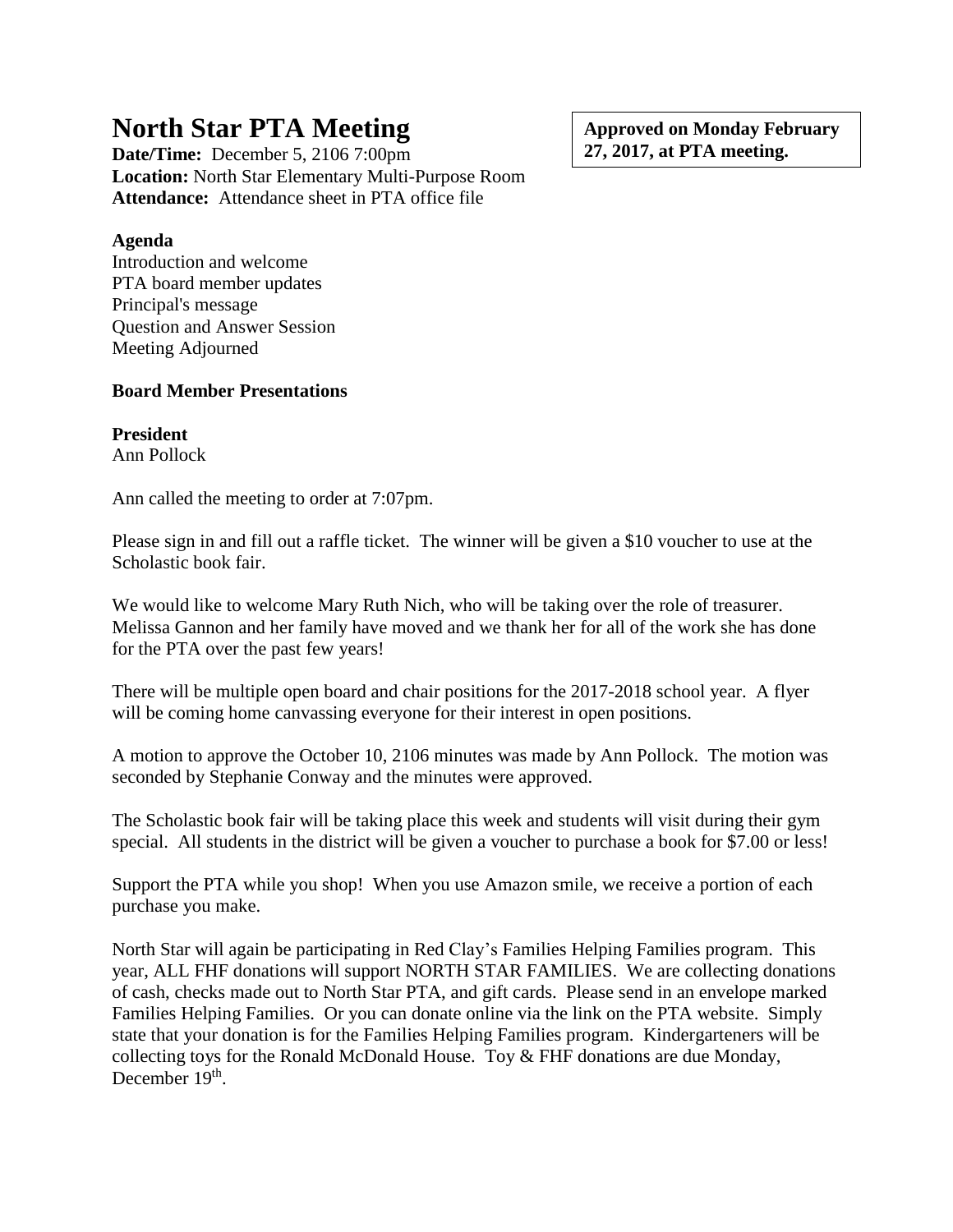# North Star PTA Meeting

**Approved on Monday February 27, 2017, at PTA meeting.**

**Date/Time:** December 5, 2106 7:00pm
**Location:** North Star Elementary Multi-Purpose Room
**Attendance:** Attendance sheet in PTA office file

**Agenda**
Introduction and welcome
PTA board member updates
Principal's message
Question and Answer Session
Meeting Adjourned

**Board Member Presentations**

**President**
Ann Pollock

Ann called the meeting to order at 7:07pm.

Please sign in and fill out a raffle ticket. The winner will be given a $10 voucher to use at the Scholastic book fair.

We would like to welcome Mary Ruth Nich, who will be taking over the role of treasurer. Melissa Gannon and her family have moved and we thank her for all of the work she has done for the PTA over the past few years!

There will be multiple open board and chair positions for the 2017-2018 school year. A flyer will be coming home canvassing everyone for their interest in open positions.

A motion to approve the October 10, 2106 minutes was made by Ann Pollock. The motion was seconded by Stephanie Conway and the minutes were approved.

The Scholastic book fair will be taking place this week and students will visit during their gym special. All students in the district will be given a voucher to purchase a book for $7.00 or less!

Support the PTA while you shop! When you use Amazon smile, we receive a portion of each purchase you make.

North Star will again be participating in Red Clay's Families Helping Families program. This year, ALL FHF donations will support NORTH STAR FAMILIES. We are collecting donations of cash, checks made out to North Star PTA, and gift cards. Please send in an envelope marked Families Helping Families. Or you can donate online via the link on the PTA website. Simply state that your donation is for the Families Helping Families program. Kindergarteners will be collecting toys for the Ronald McDonald House. Toy & FHF donations are due Monday, December 19th.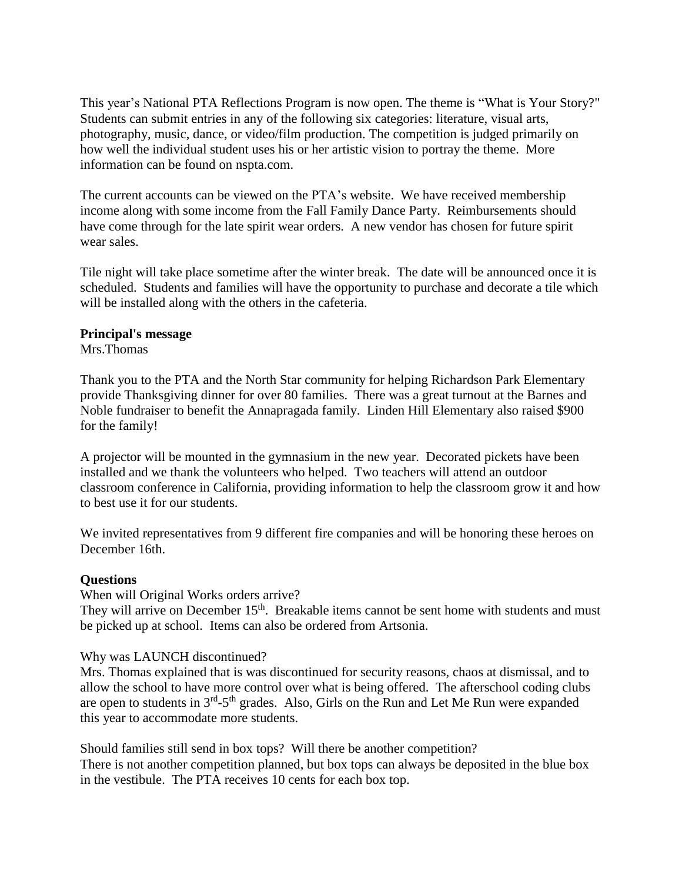This year's National PTA Reflections Program is now open. The theme is "What is Your Story?" Students can submit entries in any of the following six categories: literature, visual arts, photography, music, dance, or video/film production. The competition is judged primarily on how well the individual student uses his or her artistic vision to portray the theme. More information can be found on nspta.com.

The current accounts can be viewed on the PTA's website. We have received membership income along with some income from the Fall Family Dance Party. Reimbursements should have come through for the late spirit wear orders. A new vendor has chosen for future spirit wear sales.

Tile night will take place sometime after the winter break. The date will be announced once it is scheduled. Students and families will have the opportunity to purchase and decorate a tile which will be installed along with the others in the cafeteria.

**Principal's message**

Mrs.Thomas

Thank you to the PTA and the North Star community for helping Richardson Park Elementary provide Thanksgiving dinner for over 80 families. There was a great turnout at the Barnes and Noble fundraiser to benefit the Annapragada family. Linden Hill Elementary also raised $900 for the family!

A projector will be mounted in the gymnasium in the new year. Decorated pickets have been installed and we thank the volunteers who helped. Two teachers will attend an outdoor classroom conference in California, providing information to help the classroom grow it and how to best use it for our students.

We invited representatives from 9 different fire companies and will be honoring these heroes on December 16th.

**Questions**

When will Original Works orders arrive?

They will arrive on December 15th. Breakable items cannot be sent home with students and must be picked up at school. Items can also be ordered from Artsonia.

Why was LAUNCH discontinued?

Mrs. Thomas explained that is was discontinued for security reasons, chaos at dismissal, and to allow the school to have more control over what is being offered. The afterschool coding clubs are open to students in 3rd-5th grades. Also, Girls on the Run and Let Me Run were expanded this year to accommodate more students.

Should families still send in box tops? Will there be another competition?

There is not another competition planned, but box tops can always be deposited in the blue box in the vestibule. The PTA receives 10 cents for each box top.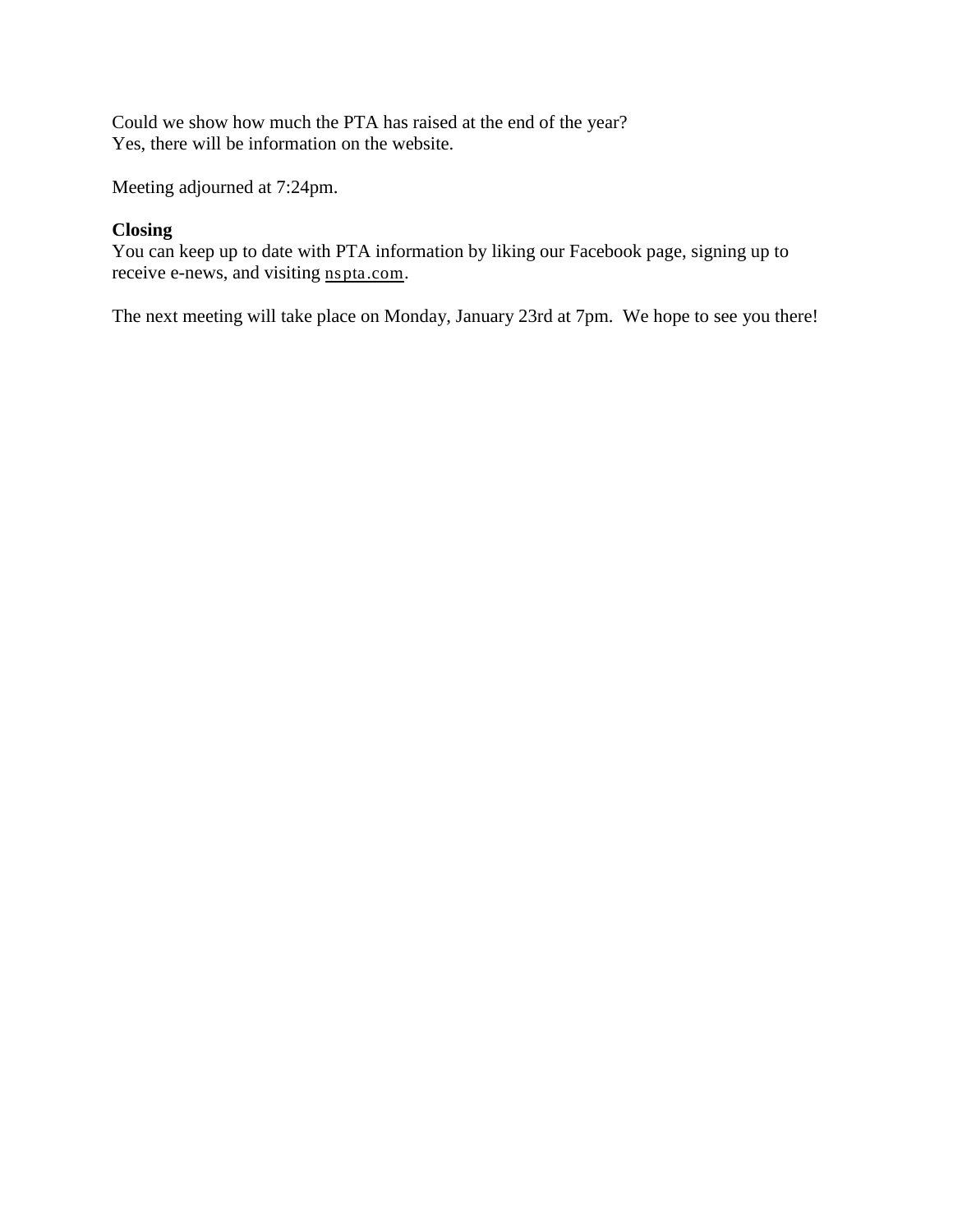Could we show how much the PTA has raised at the end of the year?
Yes, there will be information on the website.

Meeting adjourned at 7:24pm.

**Closing**
You can keep up to date with PTA information by liking our Facebook page, signing up to receive e-news, and visiting nspta.com.

The next meeting will take place on Monday, January 23rd at 7pm. We hope to see you there!